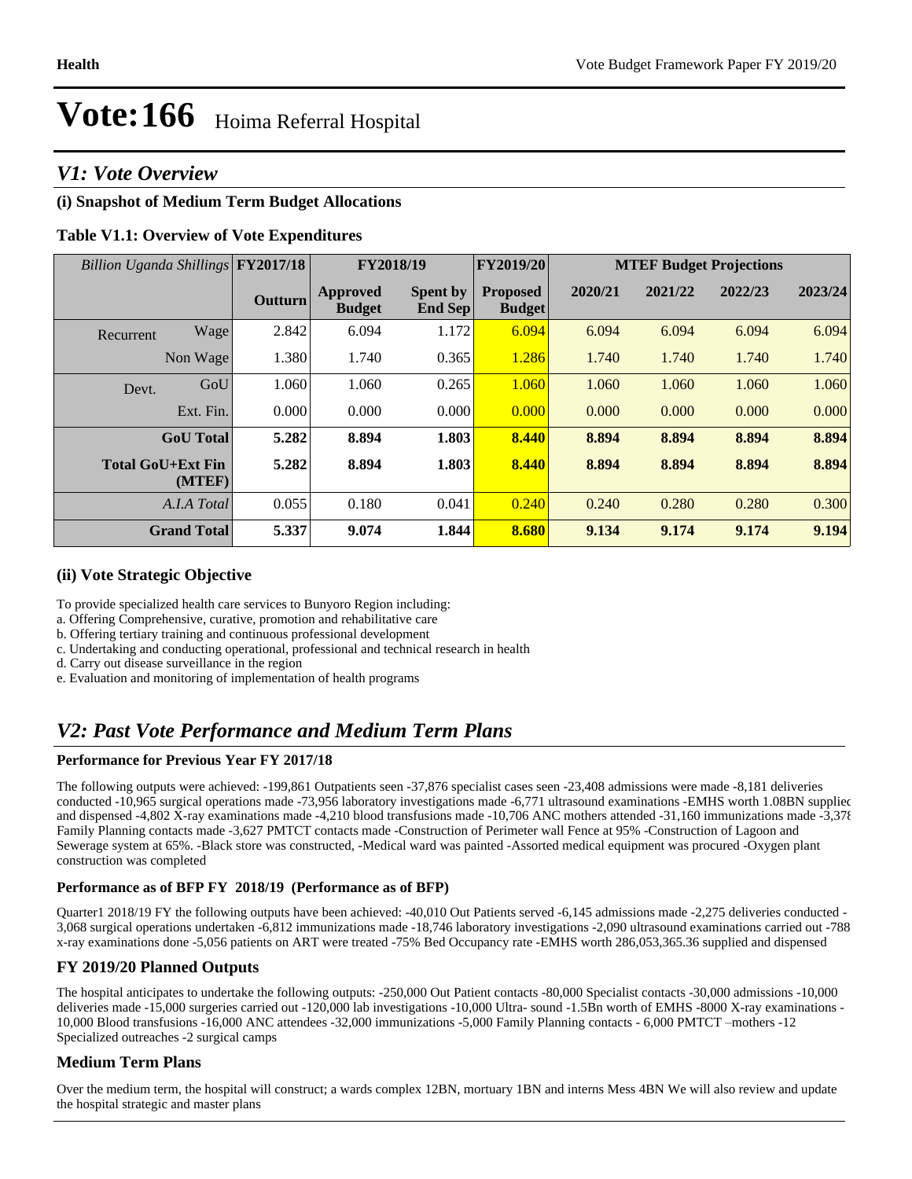# Vote:166 Hoima Referral Hospital

## *V1: Vote Overview*

### (i) Snapshot of Medium Term Budget Allocations

**Table V1.1: Overview of Vote Expenditures**

| *Billion Uganda Shillings* | | FY2017/18 | FY2018/19 | | FY2019/20 | MTEF Budget Projections | | | |
|---|---|---|---|---|---|---|---|---|---|
| | | **Outturn** | **Approved Budget** | **Spent by End Sep** | **Proposed Budget** | **2020/21** | **2021/22** | **2022/23** | **2023/24** |
| Recurrent | Wage | 2.842 | 6.094 | 1.172 | 6.094 | 6.094 | 6.094 | 6.094 | 6.094 |
| | Non Wage | 1.380 | 1.740 | 0.365 | 1.286 | 1.740 | 1.740 | 1.740 | 1.740 |
| Devt. | GoU | 1.060 | 1.060 | 0.265 | 1.060 | 1.060 | 1.060 | 1.060 | 1.060 |
| | Ext. Fin. | 0.000 | 0.000 | 0.000 | 0.000 | 0.000 | 0.000 | 0.000 | 0.000 |
| **GoU Total** | | **5.282** | **8.894** | **1.803** | **8.440** | **8.894** | **8.894** | **8.894** | **8.894** |
| **Total GoU+Ext Fin (MTEF)** | | **5.282** | **8.894** | **1.803** | **8.440** | **8.894** | **8.894** | **8.894** | **8.894** |
| *A.I.A Total* | | 0.055 | 0.180 | 0.041 | 0.240 | 0.240 | 0.280 | 0.280 | 0.300 |
| **Grand Total** | | **5.337** | **9.074** | **1.844** | **8.680** | **9.134** | **9.174** | **9.174** | **9.194** |

### (ii) Vote Strategic Objective

To provide specialized health care services to Bunyoro Region including:
a. Offering Comprehensive, curative, promotion and rehabilitative care
b. Offering tertiary training and continuous professional development
c. Undertaking and conducting operational, professional and technical research in health
d. Carry out disease surveillance in the region
e. Evaluation and monitoring of implementation of health programs

## *V2: Past Vote Performance and Medium Term Plans*

**Performance for Previous Year FY 2017/18**

The following outputs were achieved: -199,861 Outpatients seen -37,876 specialist cases seen -23,408 admissions were made -8,181 deliveries conducted -10,965 surgical operations made -73,956 laboratory investigations made -6,771 ultrasound examinations -EMHS worth 1.08BN supplied and dispensed -4,802 X-ray examinations made -4,210 blood transfusions made -10,706 ANC mothers attended -31,160 immunizations made -3,378 Family Planning contacts made -3,627 PMTCT contacts made -Construction of Perimeter wall Fence at 95% -Construction of Lagoon and Sewerage system at 65%. -Black store was constructed, -Medical ward was painted -Assorted medical equipment was procured -Oxygen plant construction was completed

**Performance as of BFP FY 2018/19 (Performance as of BFP)**

Quarter1 2018/19 FY the following outputs have been achieved: -40,010 Out Patients served -6,145 admissions made -2,275 deliveries conducted -3,068 surgical operations undertaken -6,812 immunizations made -18,746 laboratory investigations -2,090 ultrasound examinations carried out -788 x-ray examinations done -5,056 patients on ART were treated -75% Bed Occupancy rate -EMHS worth 286,053,365.36 supplied and dispensed

### FY 2019/20 Planned Outputs

The hospital anticipates to undertake the following outputs: -250,000 Out Patient contacts -80,000 Specialist contacts -30,000 admissions -10,000 deliveries made -15,000 surgeries carried out -120,000 lab investigations -10,000 Ultra- sound -1.5Bn worth of EMHS -8000 X-ray examinations -10,000 Blood transfusions -16,000 ANC attendees -32,000 immunizations -5,000 Family Planning contacts - 6,000 PMTCT –mothers -12 Specialized outreaches -2 surgical camps

### Medium Term Plans

Over the medium term, the hospital will construct; a wards complex 12BN, mortuary 1BN and interns Mess 4BN We will also review and update the hospital strategic and master plans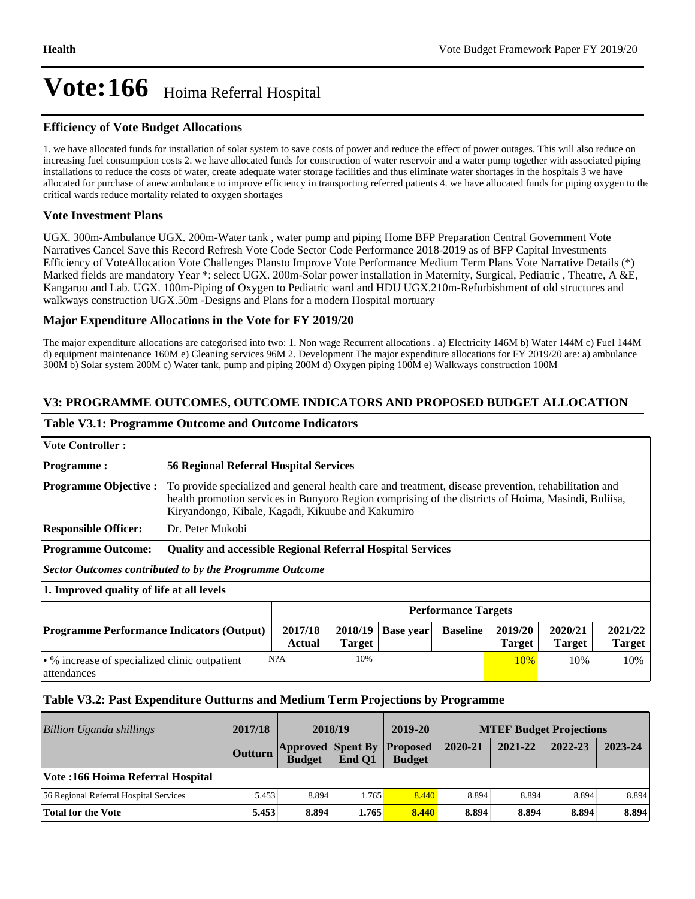# Vote:166 Hoima Referral Hospital

### Efficiency of Vote Budget Allocations

1. we have allocated funds for installation of solar system to save costs of power and reduce the effect of power outages. This will also reduce on increasing fuel consumption costs 2. we have allocated funds for construction of water reservoir and a water pump together with associated piping installations to reduce the costs of water, create adequate water storage facilities and thus eliminate water shortages in the hospitals 3 we have allocated for purchase of anew ambulance to improve efficiency in transporting referred patients 4. we have allocated funds for piping oxygen to the critical wards reduce mortality related to oxygen shortages

### Vote Investment Plans

UGX. 300m-Ambulance UGX. 200m-Water tank , water pump and piping Home BFP Preparation Central Government Vote Narratives Cancel Save this Record Refresh Vote Code Sector Code Performance 2018-2019 as of BFP Capital Investments Efficiency of VoteAllocation Vote Challenges Plansto Improve Vote Performance Medium Term Plans Vote Narrative Details (*) Marked fields are mandatory Year *: select UGX. 200m-Solar power installation in Maternity, Surgical, Pediatric , Theatre, A &E, Kangaroo and Lab. UGX. 100m-Piping of Oxygen to Pediatric ward and HDU UGX.210m-Refurbishment of old structures and walkways construction UGX.50m -Designs and Plans for a modern Hospital mortuary

### Major Expenditure Allocations in the Vote for FY 2019/20

The major expenditure allocations are categorised into two: 1. Non wage Recurrent allocations . a) Electricity 146M b) Water 144M c) Fuel 144M d) equipment maintenance 160M e) Cleaning services 96M 2. Development The major expenditure allocations for FY 2019/20 are: a) ambulance 300M b) Solar system 200M c) Water tank, pump and piping 200M d) Oxygen piping 100M e) Walkways construction 100M

## V3: PROGRAMME OUTCOMES, OUTCOME INDICATORS AND PROPOSED BUDGET ALLOCATION

### Table V3.1: Programme Outcome and Outcome Indicators

| | |
|---|---|
| **Vote Controller :** | |
| **Programme :** | **56 Regional Referral Hospital Services** |
| **Programme Objective :** | To provide specialized and general health care and treatment, disease prevention, rehabilitation and health promotion services in Bunyoro Region comprising of the districts of Hoima, Masindi, Buliisa, Kiryandongo, Kibale, Kagadi, Kikuube and Kakumiro |
| **Responsible Officer:** | Dr. Peter Mukobi |
| **Programme Outcome:** | **Quality and accessible Regional Referral Hospital Services** |

***Sector Outcomes contributed to by the Programme Outcome***

**1. Improved quality of life at all levels**

| | Performance Targets | | | | | | |
|---|---|---|---|---|---|---|---|
| **Programme Performance Indicators (Output)** | **2017/18 Actual** | **2018/19 Target** | **Base year** | **Baseline** | **2019/20 Target** | **2020/21 Target** | **2021/22 Target** |
| • % increase of specialized clinic outpatient attendances | N?A | 10% | | | 10% | 10% | 10% |

### Table V3.2: Past Expenditure Outturns and Medium Term Projections by Programme

| *Billion Uganda shillings* | 2017/18 | 2018/19 | | 2019-20 | MTEF Budget Projections | | | |
|---|---|---|---|---|---|---|---|---|
| | **Outturn** | **Approved Budget** | **Spent By End Q1** | **Proposed Budget** | **2020-21** | **2021-22** | **2022-23** | **2023-24** |
| **Vote :166 Hoima Referral Hospital** | | | | | | | | |
| 56 Regional Referral Hospital Services | 5.453 | 8.894 | 1.765 | 8.440 | 8.894 | 8.894 | 8.894 | 8.894 |
| **Total for the Vote** | **5.453** | **8.894** | **1.765** | **8.440** | **8.894** | **8.894** | **8.894** | **8.894** |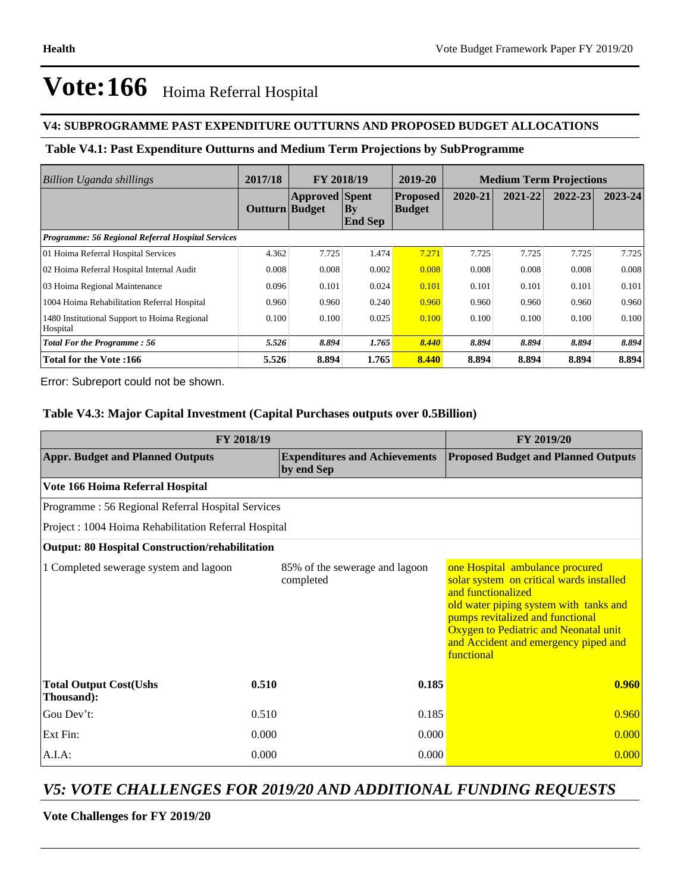# Vote:166 Hoima Referral Hospital

## V4: SUBPROGRAMME PAST EXPENDITURE OUTTURNS AND PROPOSED BUDGET ALLOCATIONS

### Table V4.1: Past Expenditure Outturns and Medium Term Projections by SubProgramme

| *Billion Uganda shillings* | 2017/18 | FY 2018/19 | | 2019-20 | Medium Term Projections | | | |
|---|---|---|---|---|---|---|---|---|
| | Outturn | Approved Budget | Spent By End Sep | Proposed Budget | 2020-21 | 2021-22 | 2022-23 | 2023-24 |
| ***Programme: 56 Regional Referral Hospital Services*** | | | | | | | | |
| 01 Hoima Referral Hospital Services | 4.362 | 7.725 | 1.474 | 7.271 | 7.725 | 7.725 | 7.725 | 7.725 |
| 02 Hoima Referral Hospital Internal Audit | 0.008 | 0.008 | 0.002 | 0.008 | 0.008 | 0.008 | 0.008 | 0.008 |
| 03 Hoima Regional Maintenance | 0.096 | 0.101 | 0.024 | 0.101 | 0.101 | 0.101 | 0.101 | 0.101 |
| 1004 Hoima Rehabilitation Referral Hospital | 0.960 | 0.960 | 0.240 | 0.960 | 0.960 | 0.960 | 0.960 | 0.960 |
| 1480 Institutional Support to Hoima Regional Hospital | 0.100 | 0.100 | 0.025 | 0.100 | 0.100 | 0.100 | 0.100 | 0.100 |
| ***Total For the Programme : 56*** | ***5.526*** | ***8.894*** | ***1.765*** | ***8.440*** | ***8.894*** | ***8.894*** | ***8.894*** | ***8.894*** |
| **Total for the Vote :166** | **5.526** | **8.894** | **1.765** | **8.440** | **8.894** | **8.894** | **8.894** | **8.894** |

Error: Subreport could not be shown.

### Table V4.3: Major Capital Investment (Capital Purchases outputs over 0.5Billion)

| FY 2018/19 | | | FY 2019/20 |
|---|---|---|---|
| **Appr. Budget and Planned Outputs** | | **Expenditures and Achievements by end Sep** | **Proposed Budget and Planned Outputs** |
| **Vote 166 Hoima Referral Hospital** | | | |
| Programme : 56 Regional Referral Hospital Services | | | |
| Project : 1004 Hoima Rehabilitation Referral Hospital | | | |
| **Output: 80 Hospital Construction/rehabilitation** | | | |
| 1 Completed sewerage system and lagoon | | 85% of the sewerage and lagoon completed | one Hospital ambulance procured<br>solar system on critical wards installed and functionalized<br>old water piping system with tanks and pumps revitalized and functional<br>Oxygen to Pediatric and Neonatal unit and Accident and emergency piped and functional |
| **Total Output Cost(Ushs Thousand):** | **0.510** | **0.185** | **0.960** |
| Gou Dev't: | 0.510 | 0.185 | 0.960 |
| Ext Fin: | 0.000 | 0.000 | 0.000 |
| A.I.A: | 0.000 | 0.000 | 0.000 |

## *V5: VOTE CHALLENGES FOR 2019/20 AND ADDITIONAL FUNDING REQUESTS*

**Vote Challenges for FY 2019/20**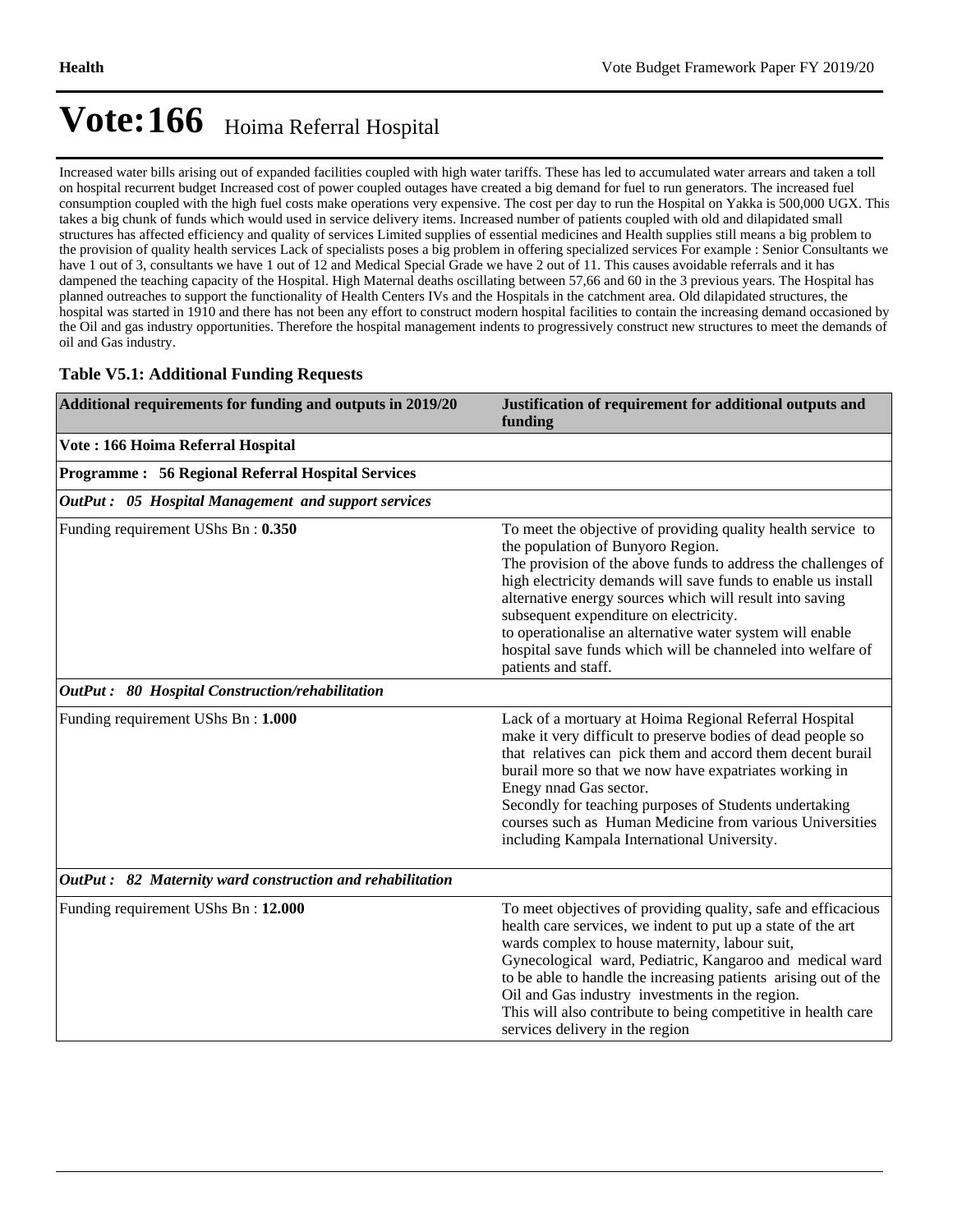# Vote:166 Hoima Referral Hospital

Increased water bills arising out of expanded facilities coupled with high water tariffs. These has led to accumulated water arrears and taken a toll on hospital recurrent budget Increased cost of power coupled outages have created a big demand for fuel to run generators. The increased fuel consumption coupled with the high fuel costs make operations very expensive. The cost per day to run the Hospital on Yakka is 500,000 UGX. This takes a big chunk of funds which would used in service delivery items. Increased number of patients coupled with old and dilapidated small structures has affected efficiency and quality of services Limited supplies of essential medicines and Health supplies still means a big problem to the provision of quality health services Lack of specialists poses a big problem in offering specialized services For example : Senior Consultants we have 1 out of 3, consultants we have 1 out of 12 and Medical Special Grade we have 2 out of 11. This causes avoidable referrals and it has dampened the teaching capacity of the Hospital. High Maternal deaths oscillating between 57,66 and 60 in the 3 previous years. The Hospital has planned outreaches to support the functionality of Health Centers IVs and the Hospitals in the catchment area. Old dilapidated structures, the hospital was started in 1910 and there has not been any effort to construct modern hospital facilities to contain the increasing demand occasioned by the Oil and gas industry opportunities. Therefore the hospital management indents to progressively construct new structures to meet the demands of oil and Gas industry.

**Table V5.1: Additional Funding Requests**

| Additional requirements for funding and outputs in 2019/20 | Justification of requirement for additional outputs and funding |
|---|---|
| **Vote : 166 Hoima Referral Hospital** | |
| **Programme : 56 Regional Referral Hospital Services** | |
| ***OutPut : 05 Hospital Management and support services*** | |
| Funding requirement UShs Bn : **0.350** | To meet the objective of providing quality health service to the population of Bunyoro Region.<br>The provision of the above funds to address the challenges of high electricity demands will save funds to enable us install alternative energy sources which will result into saving subsequent expenditure on electricity.<br>to operationalise an alternative water system will enable hospital save funds which will be channeled into welfare of patients and staff. |
| ***OutPut : 80 Hospital Construction/rehabilitation*** | |
| Funding requirement UShs Bn : **1.000** | Lack of a mortuary at Hoima Regional Referral Hospital make it very difficult to preserve bodies of dead people so that relatives can pick them and accord them decent burail burail more so that we now have expatriates working in Enegy nnad Gas sector.<br>Secondly for teaching purposes of Students undertaking courses such as Human Medicine from various Universities including Kampala International University. |
| ***OutPut : 82 Maternity ward construction and rehabilitation*** | |
| Funding requirement UShs Bn : **12.000** | To meet objectives of providing quality, safe and efficacious health care services, we indent to put up a state of the art wards complex to house maternity, labour suit, Gynecological ward, Pediatric, Kangaroo and medical ward to be able to handle the increasing patients arising out of the Oil and Gas industry investments in the region.<br>This will also contribute to being competitive in health care services delivery in the region |